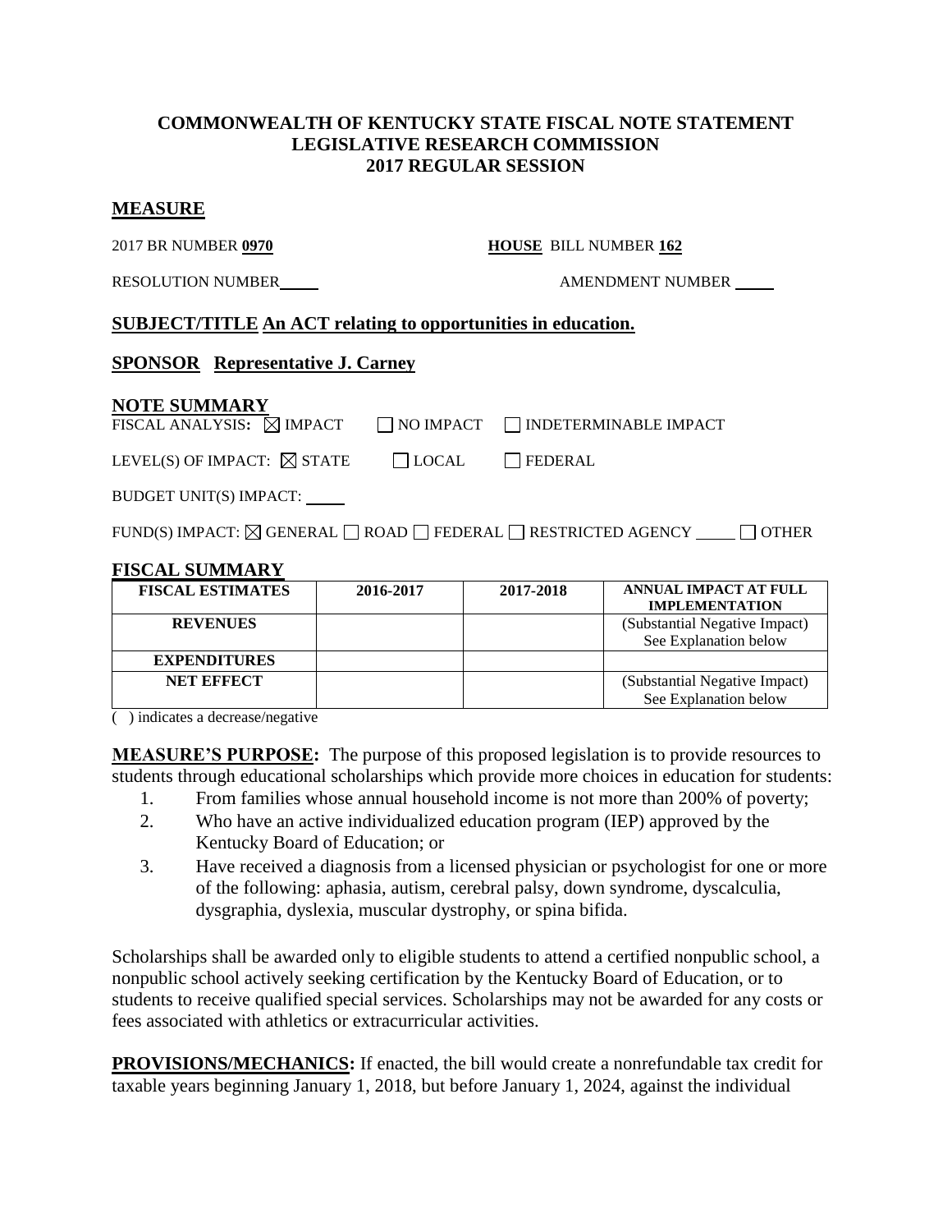**COMMONWEALTH OF KENTUCKY STATE FISCAL NOTE STATEMENT**
**LEGISLATIVE RESEARCH COMMISSION**
**2017 REGULAR SESSION**

## MEASURE

2017 BR NUMBER **0970** **HOUSE** BILL NUMBER **162**

RESOLUTION NUMBER____ AMENDMENT NUMBER ____

## SUBJECT/TITLE An ACT relating to opportunities in education.

## SPONSOR Representative J. Carney

## NOTE SUMMARY

FISCAL ANALYSIS: ☒ IMPACT ☐ NO IMPACT ☐ INDETERMINABLE IMPACT

LEVEL(S) OF IMPACT: ☒ STATE ☐ LOCAL ☐ FEDERAL

BUDGET UNIT(S) IMPACT: ____

FUND(S) IMPACT: ☒ GENERAL ☐ ROAD ☐ FEDERAL ☐ RESTRICTED AGENCY ____ ☐ OTHER

## FISCAL SUMMARY

| FISCAL ESTIMATES | 2016-2017 | 2017-2018 | ANNUAL IMPACT AT FULL IMPLEMENTATION |
|---|---|---|---|
| REVENUES | | | (Substantial Negative Impact) See Explanation below |
| EXPENDITURES | | | |
| NET EFFECT | | | (Substantial Negative Impact) See Explanation below |

( ) indicates a decrease/negative

**MEASURE'S PURPOSE:** The purpose of this proposed legislation is to provide resources to students through educational scholarships which provide more choices in education for students:

1. From families whose annual household income is not more than 200% of poverty;
2. Who have an active individualized education program (IEP) approved by the Kentucky Board of Education; or
3. Have received a diagnosis from a licensed physician or psychologist for one or more of the following: aphasia, autism, cerebral palsy, down syndrome, dyscalculia, dysgraphia, dyslexia, muscular dystrophy, or spina bifida.

Scholarships shall be awarded only to eligible students to attend a certified nonpublic school, a nonpublic school actively seeking certification by the Kentucky Board of Education, or to students to receive qualified special services. Scholarships may not be awarded for any costs or fees associated with athletics or extracurricular activities.

**PROVISIONS/MECHANICS:** If enacted, the bill would create a nonrefundable tax credit for taxable years beginning January 1, 2018, but before January 1, 2024, against the individual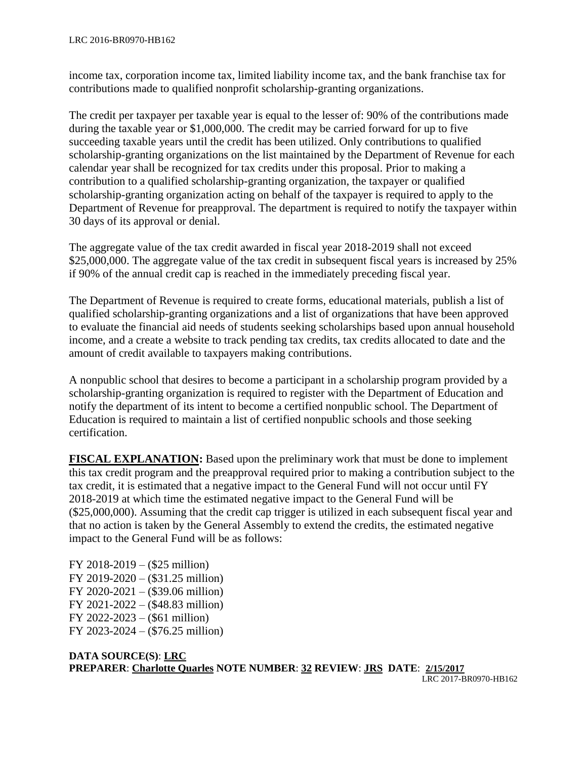income tax, corporation income tax, limited liability income tax, and the bank franchise tax for contributions made to qualified nonprofit scholarship-granting organizations.

The credit per taxpayer per taxable year is equal to the lesser of: 90% of the contributions made during the taxable year or $1,000,000. The credit may be carried forward for up to five succeeding taxable years until the credit has been utilized. Only contributions to qualified scholarship-granting organizations on the list maintained by the Department of Revenue for each calendar year shall be recognized for tax credits under this proposal. Prior to making a contribution to a qualified scholarship-granting organization, the taxpayer or qualified scholarship-granting organization acting on behalf of the taxpayer is required to apply to the Department of Revenue for preapproval. The department is required to notify the taxpayer within 30 days of its approval or denial.

The aggregate value of the tax credit awarded in fiscal year 2018-2019 shall not exceed $25,000,000. The aggregate value of the tax credit in subsequent fiscal years is increased by 25% if 90% of the annual credit cap is reached in the immediately preceding fiscal year.

The Department of Revenue is required to create forms, educational materials, publish a list of qualified scholarship-granting organizations and a list of organizations that have been approved to evaluate the financial aid needs of students seeking scholarships based upon annual household income, and a create a website to track pending tax credits, tax credits allocated to date and the amount of credit available to taxpayers making contributions.

A nonpublic school that desires to become a participant in a scholarship program provided by a scholarship-granting organization is required to register with the Department of Education and notify the department of its intent to become a certified nonpublic school. The Department of Education is required to maintain a list of certified nonpublic schools and those seeking certification.

**FISCAL EXPLANATION:** Based upon the preliminary work that must be done to implement this tax credit program and the preapproval required prior to making a contribution subject to the tax credit, it is estimated that a negative impact to the General Fund will not occur until FY 2018-2019 at which time the estimated negative impact to the General Fund will be ($25,000,000). Assuming that the credit cap trigger is utilized in each subsequent fiscal year and that no action is taken by the General Assembly to extend the credits, the estimated negative impact to the General Fund will be as follows:

FY 2018-2019 – ($25 million)
FY 2019-2020 – ($31.25 million)
FY 2020-2021 – ($39.06 million)
FY 2021-2022 – ($48.83 million)
FY 2022-2023 – ($61 million)
FY 2023-2024 – ($76.25 million)

**DATA SOURCE(S)**: **LRC**
**PREPARER**: **Charlotte Quarles** **NOTE NUMBER**: **32** **REVIEW**: **JRS** **DATE**: **2/15/2017**